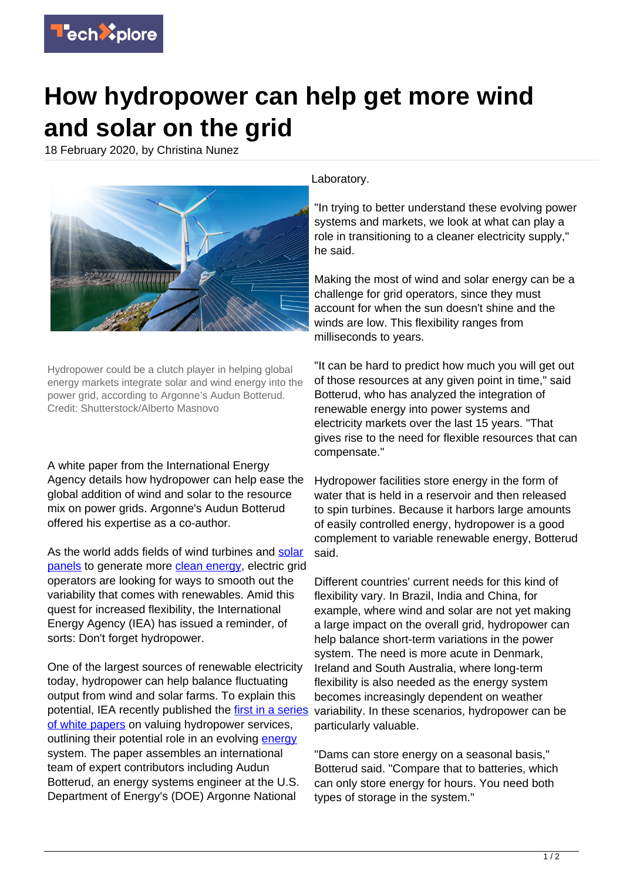# How hydropower can help get more wind and solar on the grid

18 February 2020, by Christina Nunez

Hydropower could be a clutch player in helping global energy markets integrate solar and wind energy into the power grid, according to Argonne's Audun Botterud. Credit: Shutterstock/Alberto Masnovo

A white paper from the International Energy Agency details how hydropower can help ease the global addition of wind and solar to the resource mix on power grids. Argonne's Audun Botterud offered his expertise as a co-author.

As the world adds fields of wind turbines and solar panels to generate more clean energy, electric grid operators are looking for ways to smooth out the variability that comes with renewables. Amid this quest for increased flexibility, the International Energy Agency (IEA) has issued a reminder, of sorts: Don't forget hydropower.

One of the largest sources of renewable electricity today, hydropower can help balance fluctuating output from wind and solar farms. To explain this potential, IEA recently published the first in a series of white papers on valuing hydropower services, outlining their potential role in an evolving energy system. The paper assembles an international team of expert contributors including Audun Botterud, an energy systems engineer at the U.S. Department of Energy's (DOE) Argonne National Laboratory.

"In trying to better understand these evolving power systems and markets, we look at what can play a role in transitioning to a cleaner electricity supply," he said.

Making the most of wind and solar energy can be a challenge for grid operators, since they must account for when the sun doesn't shine and the winds are low. This flexibility ranges from milliseconds to years.

"It can be hard to predict how much you will get out of those resources at any given point in time," said Botterud, who has analyzed the integration of renewable energy into power systems and electricity markets over the last 15 years. "That gives rise to the need for flexible resources that can compensate."

Hydropower facilities store energy in the form of water that is held in a reservoir and then released to spin turbines. Because it harbors large amounts of easily controlled energy, hydropower is a good complement to variable renewable energy, Botterud said.

Different countries' current needs for this kind of flexibility vary. In Brazil, India and China, for example, where wind and solar are not yet making a large impact on the overall grid, hydropower can help balance short-term variations in the power system. The need is more acute in Denmark, Ireland and South Australia, where long-term flexibility is also needed as the energy system becomes increasingly dependent on weather variability. In these scenarios, hydropower can be particularly valuable.

"Dams can store energy on a seasonal basis," Botterud said. "Compare that to batteries, which can only store energy for hours. You need both types of storage in the system."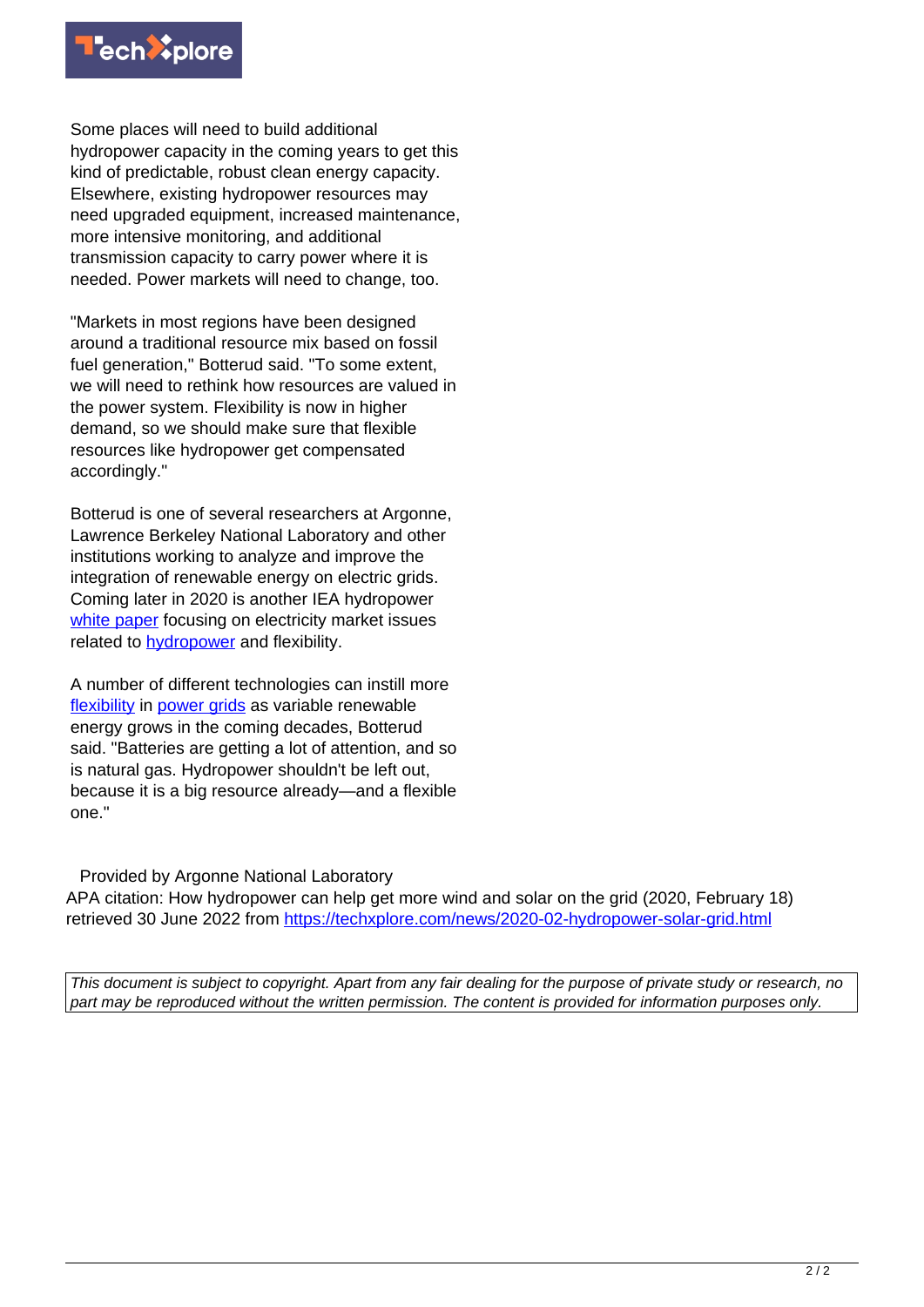Some places will need to build additional hydropower capacity in the coming years to get this kind of predictable, robust clean energy capacity. Elsewhere, existing hydropower resources may need upgraded equipment, increased maintenance, more intensive monitoring, and additional transmission capacity to carry power where it is needed. Power markets will need to change, too.

"Markets in most regions have been designed around a traditional resource mix based on fossil fuel generation," Botterud said. "To some extent, we will need to rethink how resources are valued in the power system. Flexibility is now in higher demand, so we should make sure that flexible resources like hydropower get compensated accordingly."

Botterud is one of several researchers at Argonne, Lawrence Berkeley National Laboratory and other institutions working to analyze and improve the integration of renewable energy on electric grids. Coming later in 2020 is another IEA hydropower white paper focusing on electricity market issues related to hydropower and flexibility.

A number of different technologies can instill more flexibility in power grids as variable renewable energy grows in the coming decades, Botterud said. "Batteries are getting a lot of attention, and so is natural gas. Hydropower shouldn't be left out, because it is a big resource already—and a flexible one."

Provided by Argonne National Laboratory

APA citation: How hydropower can help get more wind and solar on the grid (2020, February 18) retrieved 30 June 2022 from https://techxplore.com/news/2020-02-hydropower-solar-grid.html

*This document is subject to copyright. Apart from any fair dealing for the purpose of private study or research, no part may be reproduced without the written permission. The content is provided for information purposes only.*